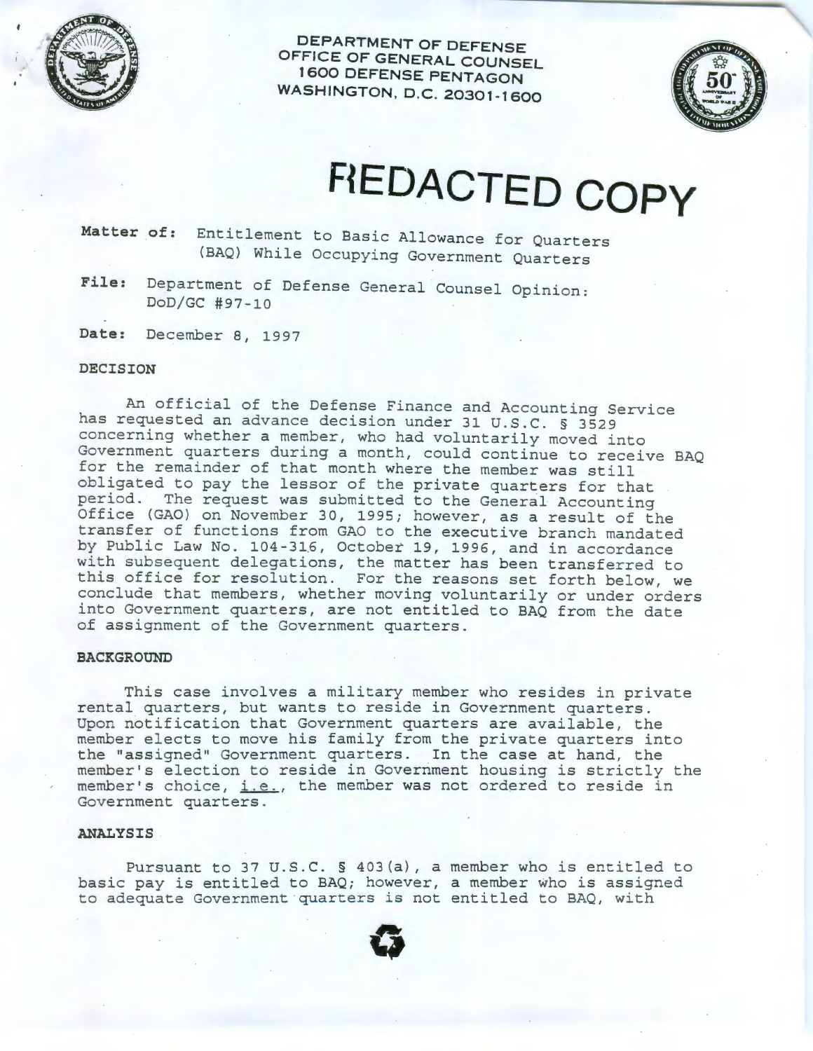DEPARTMENT OF DEFENSE
OFFICE OF GENERAL COUNSEL
1600 DEFENSE PENTAGON
WASHINGTON, D.C. 20301-1600

# REDACTED COPY

**Matter of:** Entitlement to Basic Allowance for Quarters (BAQ) While Occupying Government Quarters

**File:** Department of Defense General Counsel Opinion: DoD/GC #97-10

**Date:** December 8, 1997

**DECISION**

An official of the Defense Finance and Accounting Service has requested an advance decision under 31 U.S.C. § 3529 concerning whether a member, who had voluntarily moved into Government quarters during a month, could continue to receive BAQ for the remainder of that month where the member was still obligated to pay the lessor of the private quarters for that period. The request was submitted to the General Accounting Office (GAO) on November 30, 1995; however, as a result of the transfer of functions from GAO to the executive branch mandated by Public Law No. 104-316, October 19, 1996, and in accordance with subsequent delegations, the matter has been transferred to this office for resolution. For the reasons set forth below, we conclude that members, whether moving voluntarily or under orders into Government quarters, are not entitled to BAQ from the date of assignment of the Government quarters.

**BACKGROUND**

This case involves a military member who resides in private rental quarters, but wants to reside in Government quarters. Upon notification that Government quarters are available, the member elects to move his family from the private quarters into the "assigned" Government quarters. In the case at hand, the member's election to reside in Government housing is strictly the member's choice, i.e., the member was not ordered to reside in Government quarters.

**ANALYSIS**

Pursuant to 37 U.S.C. § 403(a), a member who is entitled to basic pay is entitled to BAQ; however, a member who is assigned to adequate Government quarters is not entitled to BAQ, with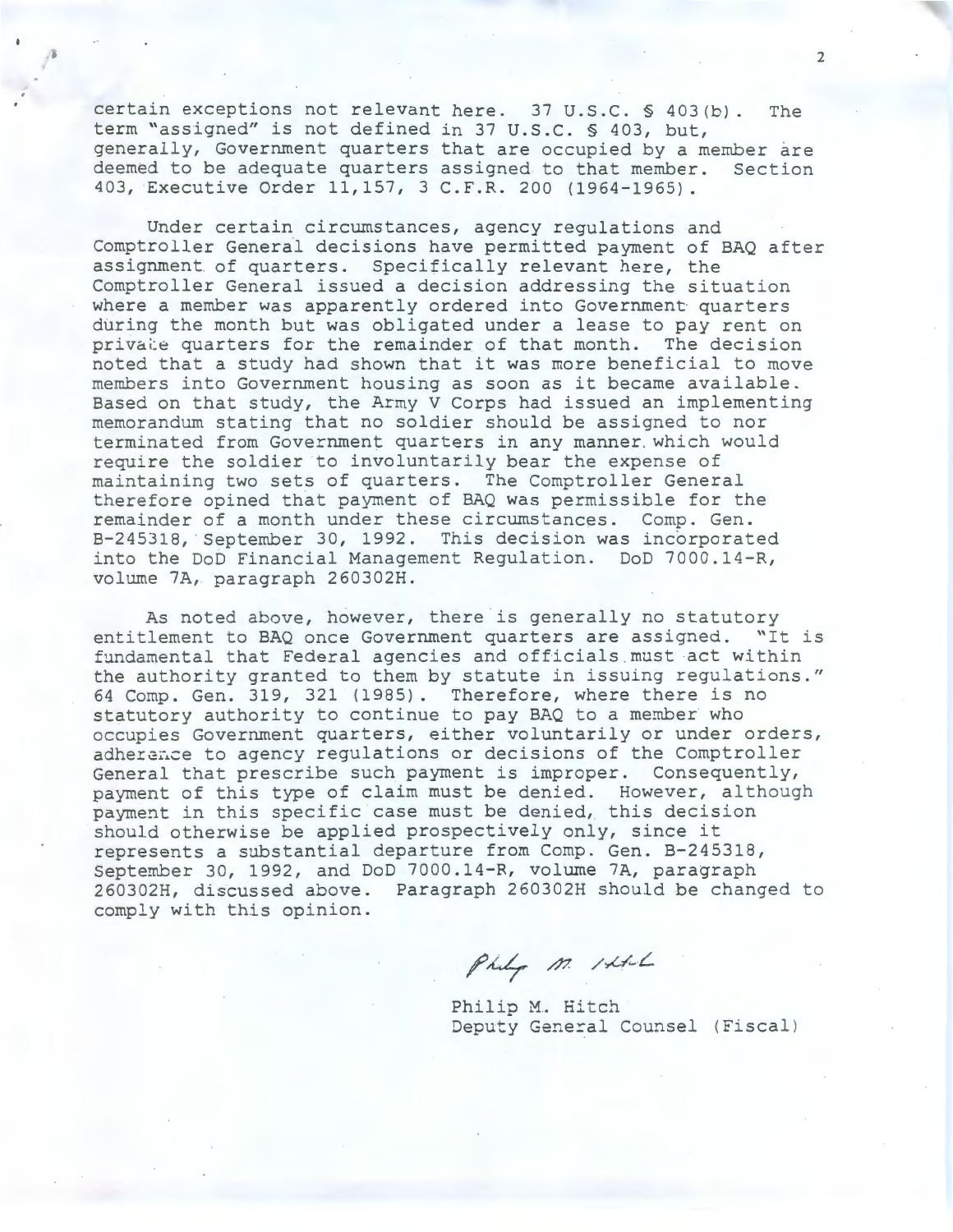certain exceptions not relevant here. 37 U.S.C. § 403(b). The term "assigned" is not defined in 37 U.S.C. § 403, but, generally, Government quarters that are occupied by a member are deemed to be adequate quarters assigned to that member. Section 403, Executive Order 11,157, 3 C.F.R. 200 (1964-1965).

Under certain circumstances, agency regulations and Comptroller General decisions have permitted payment of BAQ after assignment of quarters. Specifically relevant here, the Comptroller General issued a decision addressing the situation where a member was apparently ordered into Government quarters during the month but was obligated under a lease to pay rent on private quarters for the remainder of that month. The decision noted that a study had shown that it was more beneficial to move members into Government housing as soon as it became available. Based on that study, the Army V Corps had issued an implementing memorandum stating that no soldier should be assigned to nor terminated from Government quarters in any manner which would require the soldier to involuntarily bear the expense of maintaining two sets of quarters. The Comptroller General therefore opined that payment of BAQ was permissible for the remainder of a month under these circumstances. Comp. Gen. B-245318, September 30, 1992. This decision was incorporated into the DoD Financial Management Regulation. DoD 7000.14-R, volume 7A, paragraph 260302H.

As noted above, however, there is generally no statutory entitlement to BAQ once Government quarters are assigned. "It is fundamental that Federal agencies and officials must act within the authority granted to them by statute in issuing regulations." 64 Comp. Gen. 319, 321 (1985). Therefore, where there is no statutory authority to continue to pay BAQ to a member who occupies Government quarters, either voluntarily or under orders, adherence to agency regulations or decisions of the Comptroller General that prescribe such payment is improper. Consequently, payment of this type of claim must be denied. However, although payment in this specific case must be denied, this decision should otherwise be applied prospectively only, since it represents a substantial departure from Comp. Gen. B-245318, September 30, 1992, and DoD 7000.14-R, volume 7A, paragraph 260302H, discussed above. Paragraph 260302H should be changed to comply with this opinion.

Philip M. Hitch

Philip M. Hitch
Deputy General Counsel (Fiscal)